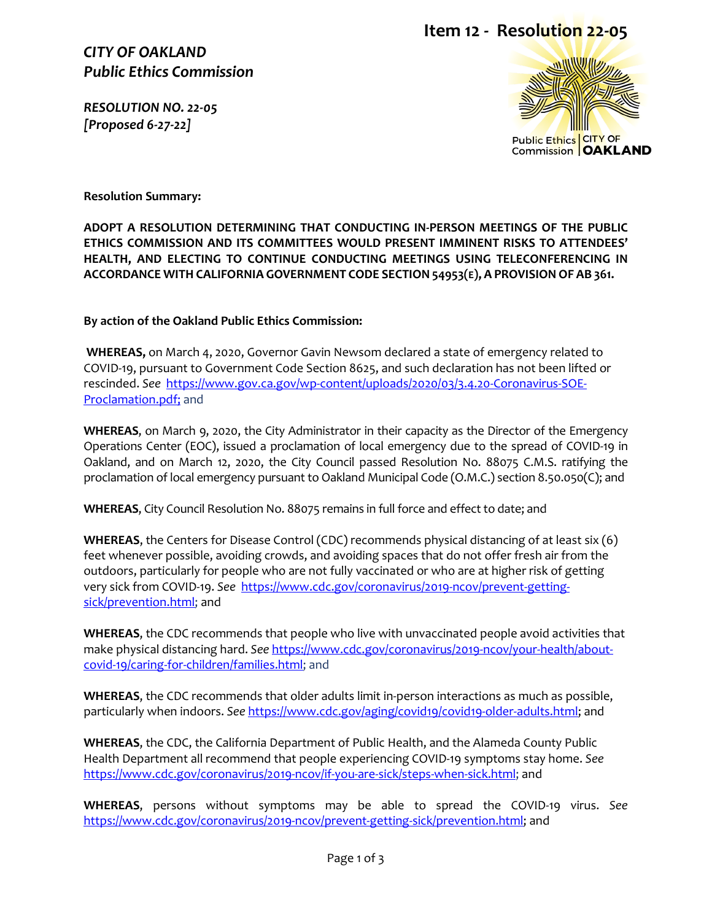Item 12 - Resolution 22-05

*CITY OF OAKLAND*
***Public Ethics Commission***

***RESOLUTION NO. 22-05***
***[Proposed 6-27-22]***

Public Ethics Commission | CITY OF OAKLAND

**Resolution Summary:**

**ADOPT A RESOLUTION DETERMINING THAT CONDUCTING IN-PERSON MEETINGS OF THE PUBLIC ETHICS COMMISSION AND ITS COMMITTEES WOULD PRESENT IMMINENT RISKS TO ATTENDEES' HEALTH, AND ELECTING TO CONTINUE CONDUCTING MEETINGS USING TELECONFERENCING IN ACCORDANCE WITH CALIFORNIA GOVERNMENT CODE SECTION 54953(E), A PROVISION OF AB 361.**

**By action of the Oakland Public Ethics Commission:**

**WHEREAS,** on March 4, 2020, Governor Gavin Newsom declared a state of emergency related to COVID-19, pursuant to Government Code Section 8625, and such declaration has not been lifted or rescinded. *See* https://www.gov.ca.gov/wp-content/uploads/2020/03/3.4.20-Coronavirus-SOE-Proclamation.pdf; and

**WHEREAS**, on March 9, 2020, the City Administrator in their capacity as the Director of the Emergency Operations Center (EOC), issued a proclamation of local emergency due to the spread of COVID-19 in Oakland, and on March 12, 2020, the City Council passed Resolution No. 88075 C.M.S. ratifying the proclamation of local emergency pursuant to Oakland Municipal Code (O.M.C.) section 8.50.050(C); and

**WHEREAS**, City Council Resolution No. 88075 remains in full force and effect to date; and

**WHEREAS**, the Centers for Disease Control (CDC) recommends physical distancing of at least six (6) feet whenever possible, avoiding crowds, and avoiding spaces that do not offer fresh air from the outdoors, particularly for people who are not fully vaccinated or who are at higher risk of getting very sick from COVID-19. *See* https://www.cdc.gov/coronavirus/2019-ncov/prevent-getting-sick/prevention.html; and

**WHEREAS**, the CDC recommends that people who live with unvaccinated people avoid activities that make physical distancing hard. *See* https://www.cdc.gov/coronavirus/2019-ncov/your-health/about-covid-19/caring-for-children/families.html; and

**WHEREAS**, the CDC recommends that older adults limit in-person interactions as much as possible, particularly when indoors. *See* https://www.cdc.gov/aging/covid19/covid19-older-adults.html; and

**WHEREAS**, the CDC, the California Department of Public Health, and the Alameda County Public Health Department all recommend that people experiencing COVID-19 symptoms stay home. *See* https://www.cdc.gov/coronavirus/2019-ncov/if-you-are-sick/steps-when-sick.html; and

**WHEREAS**, persons without symptoms may be able to spread the COVID-19 virus. *See* https://www.cdc.gov/coronavirus/2019-ncov/prevent-getting-sick/prevention.html; and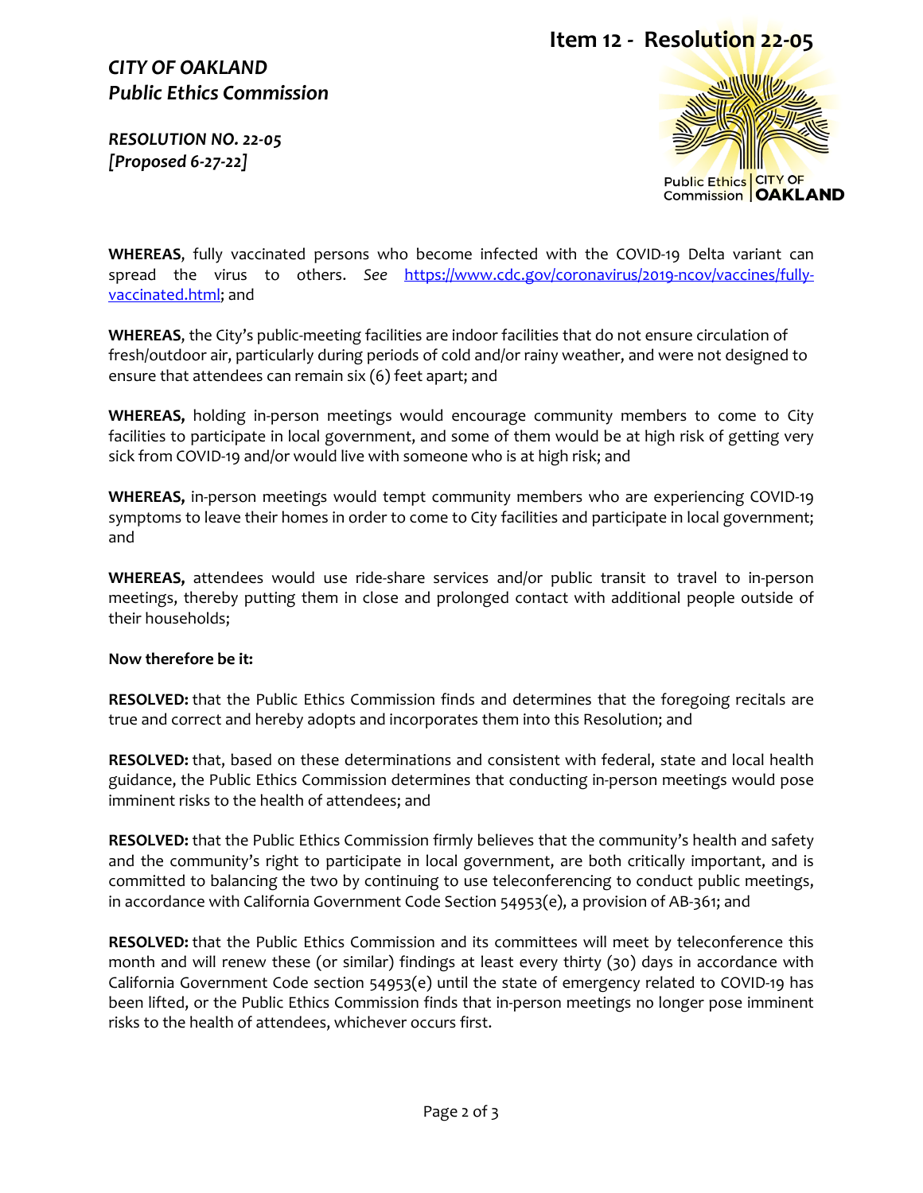# Item 12 - Resolution 22-05

*CITY OF OAKLAND*
***Public Ethics Commission***

***RESOLUTION NO. 22-05***
***[Proposed 6-27-22]***

**WHEREAS**, fully vaccinated persons who become infected with the COVID-19 Delta variant can spread the virus to others. *See* [https://www.cdc.gov/coronavirus/2019-ncov/vaccines/fully-vaccinated.html](https://www.cdc.gov/coronavirus/2019-ncov/vaccines/fully-vaccinated.html); and

**WHEREAS**, the City's public-meeting facilities are indoor facilities that do not ensure circulation of fresh/outdoor air, particularly during periods of cold and/or rainy weather, and were not designed to ensure that attendees can remain six (6) feet apart; and

**WHEREAS,** holding in-person meetings would encourage community members to come to City facilities to participate in local government, and some of them would be at high risk of getting very sick from COVID-19 and/or would live with someone who is at high risk; and

**WHEREAS,** in-person meetings would tempt community members who are experiencing COVID-19 symptoms to leave their homes in order to come to City facilities and participate in local government; and

**WHEREAS,** attendees would use ride-share services and/or public transit to travel to in-person meetings, thereby putting them in close and prolonged contact with additional people outside of their households;

**Now therefore be it:**

**RESOLVED:** that the Public Ethics Commission finds and determines that the foregoing recitals are true and correct and hereby adopts and incorporates them into this Resolution; and

**RESOLVED:** that, based on these determinations and consistent with federal, state and local health guidance, the Public Ethics Commission determines that conducting in-person meetings would pose imminent risks to the health of attendees; and

**RESOLVED:** that the Public Ethics Commission firmly believes that the community's health and safety and the community's right to participate in local government, are both critically important, and is committed to balancing the two by continuing to use teleconferencing to conduct public meetings, in accordance with California Government Code Section 54953(e), a provision of AB-361; and

**RESOLVED:** that the Public Ethics Commission and its committees will meet by teleconference this month and will renew these (or similar) findings at least every thirty (30) days in accordance with California Government Code section 54953(e) until the state of emergency related to COVID-19 has been lifted, or the Public Ethics Commission finds that in-person meetings no longer pose imminent risks to the health of attendees, whichever occurs first.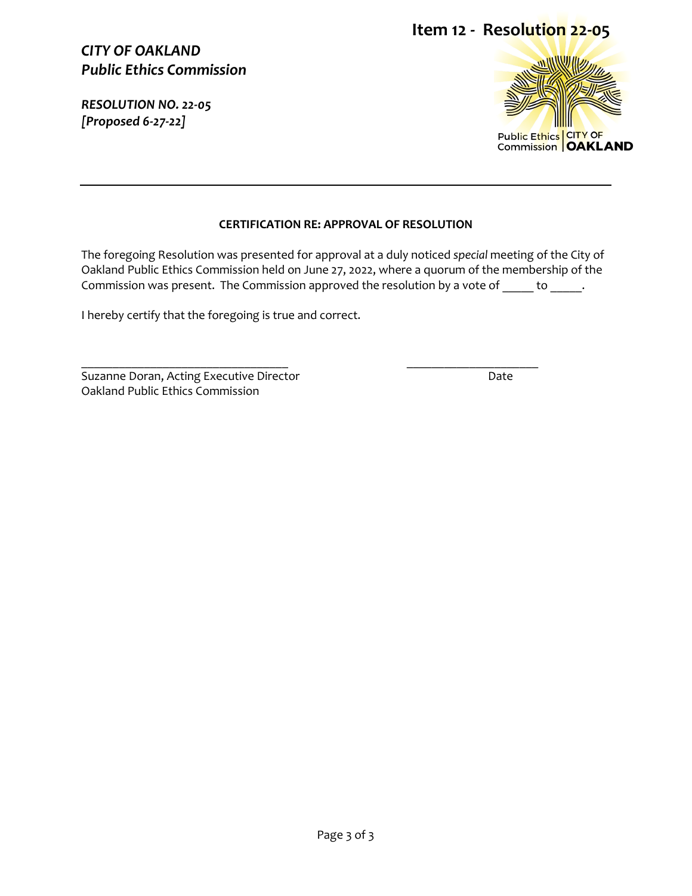# Item 12 - Resolution 22-05

***CITY OF OAKLAND***
***Public Ethics Commission***

***RESOLUTION NO. 22-05***
***[Proposed 6-27-22]***

Public Ethics Commission | CITY OF OAKLAND

---

**CERTIFICATION RE: APPROVAL OF RESOLUTION**

The foregoing Resolution was presented for approval at a duly noticed *special* meeting of the City of Oakland Public Ethics Commission held on June 27, 2022, where a quorum of the membership of the Commission was present. The Commission approved the resolution by a vote of _____ to _____.

I hereby certify that the foregoing is true and correct.

_________________________________ _____________________
Suzanne Doran, Acting Executive Director Date
Oakland Public Ethics Commission